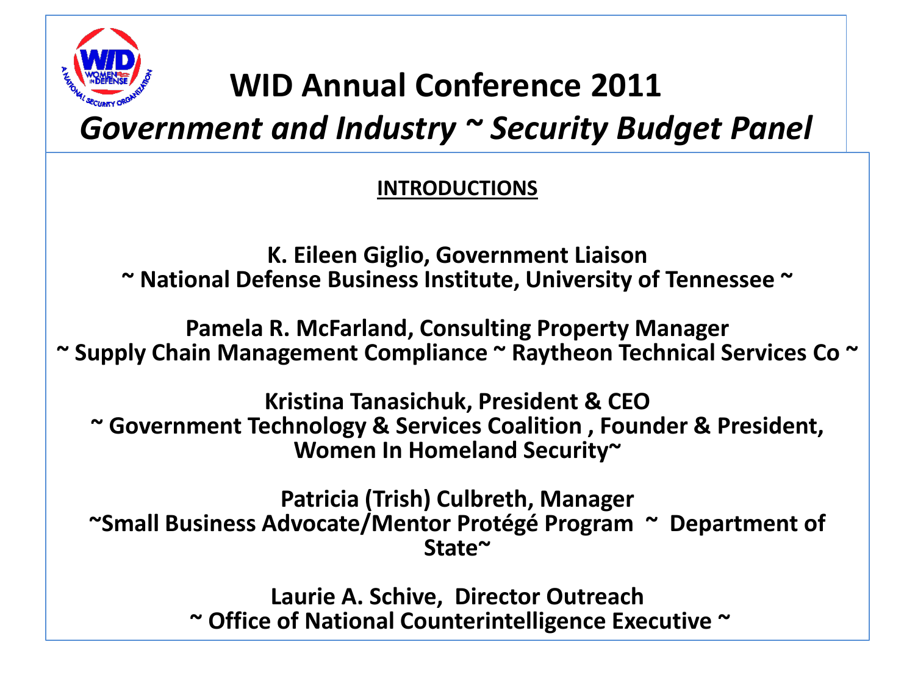# WID Annual Conference 2011

## *Government and Industry ~ Security Budget Panel*

**INTRODUCTIONS**

**K. Eileen Giglio, Government Liaison**
**~ National Defense Business Institute, University of Tennessee ~**

**Pamela R. McFarland, Consulting Property Manager**
**~ Supply Chain Management Compliance ~ Raytheon Technical Services Co ~**

**Kristina Tanasichuk, President & CEO**
**~ Government Technology & Services Coalition , Founder & President, Women In Homeland Security~**

**Patricia (Trish) Culbreth, Manager**
**~Small Business Advocate/Mentor Protégé Program ~ Department of State~**

**Laurie A. Schive, Director Outreach**
**~ Office of National Counterintelligence Executive ~**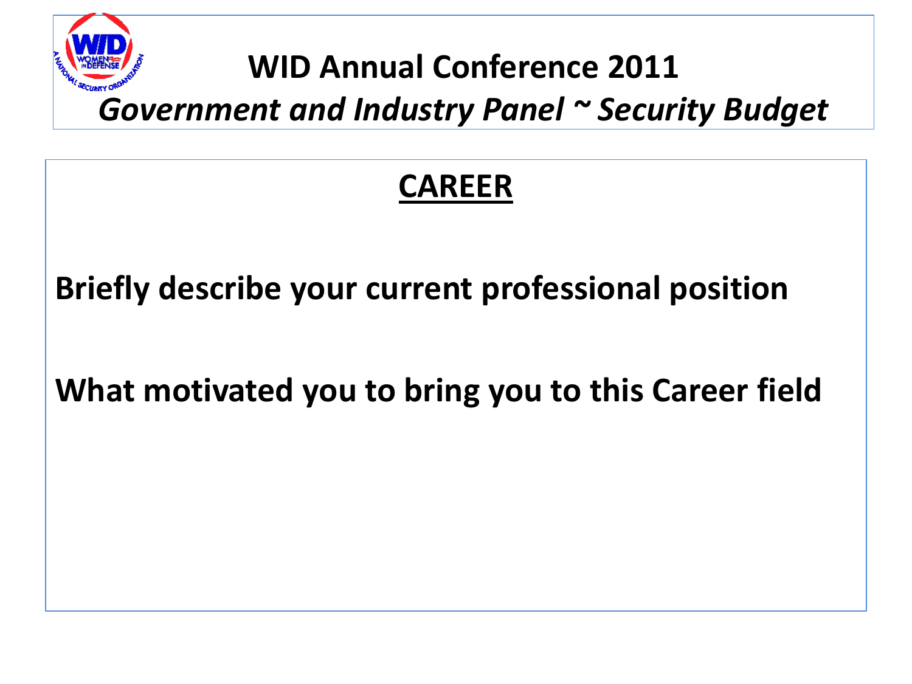# WID Annual Conference 2011

*Government and Industry Panel ~ Security Budget*

## CAREER

**Briefly describe your current professional position**

**What motivated you to bring you to this Career field**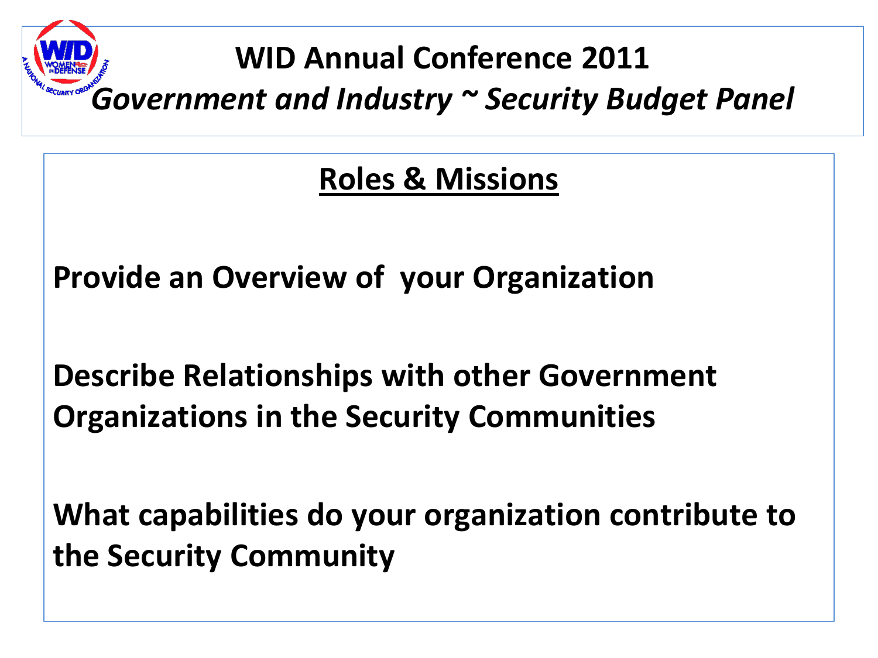# WID Annual Conference 2011

*Government and Industry ~ Security Budget Panel*

## Roles & Missions

**Provide an Overview of your Organization**

**Describe Relationships with other Government Organizations in the Security Communities**

**What capabilities do your organization contribute to the Security Community**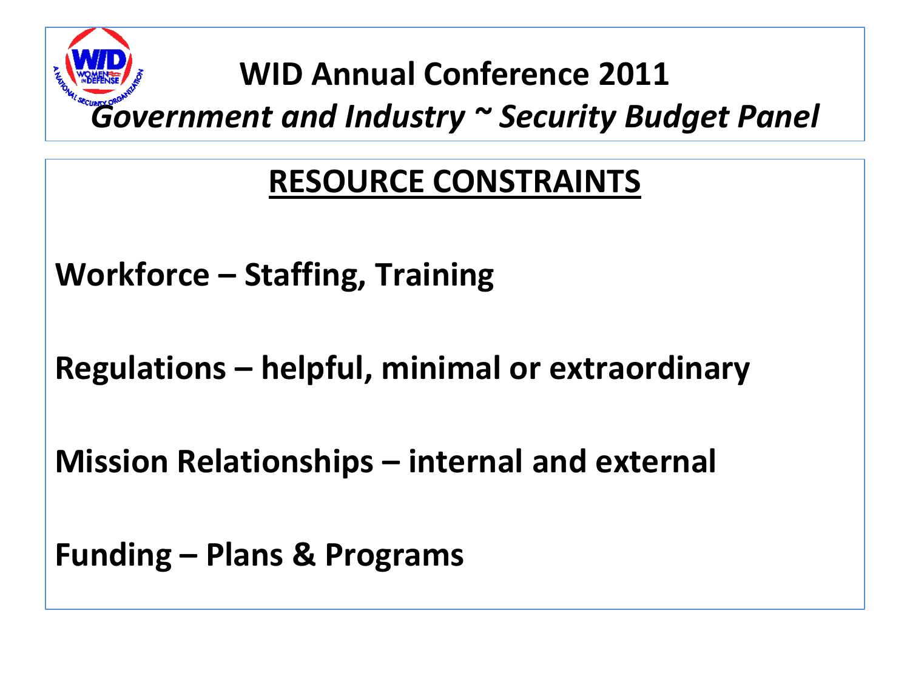# WID Annual Conference 2011

*Government and Industry ~ Security Budget Panel*

## RESOURCE CONSTRAINTS

**Workforce – Staffing, Training**

**Regulations – helpful, minimal or extraordinary**

**Mission Relationships – internal and external**

**Funding – Plans & Programs**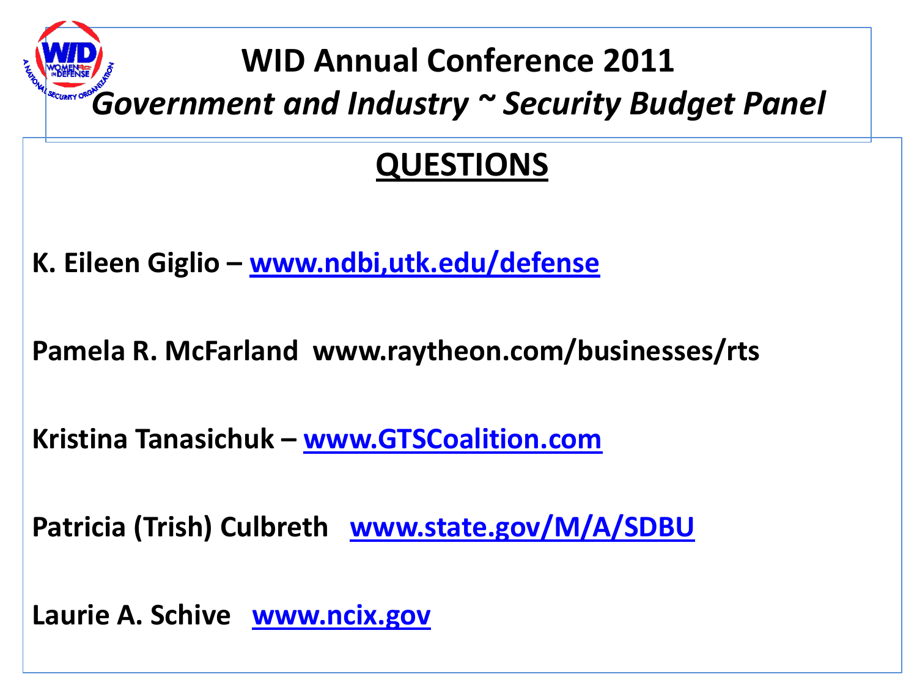# WID Annual Conference 2011

## *Government and Industry ~ Security Budget Panel*

## QUESTIONS

**K. Eileen Giglio – www.ndbi,utk.edu/defense**

**Pamela R. McFarland www.raytheon.com/businesses/rts**

**Kristina Tanasichuk – www.GTSCoalition.com**

**Patricia (Trish) Culbreth www.state.gov/M/A/SDBU**

**Laurie A. Schive www.ncix.gov**